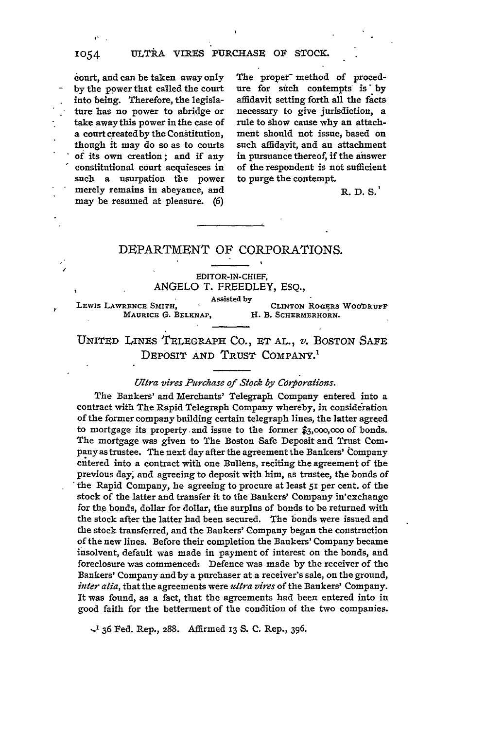court, and can be taken away only by the power that called the court into being. Therefore, the legislature has no power to abridge or take away this power in the case of a court created by the Constitution, though it may do so as to courts of its own creation; and if any constitutional court acquiesces in such a usurpation the power merely remains in abeyance, and may be resumed at pleasure. (6)

The proper method of procedure for such contempts is by affidavit setting forth all the facts necessary to give jurisdiction, a rule to show cause why an attachment should not issue, based on such affidavit, and an attachment in pursuance thereof, if the answer of the respondent is not sufficient to purge the contempt.

R. D. S.

---

## DEPARTMENT OF CORPORATIONS.

EDITOR-IN-CHIEF,
ANGELO T. FREEDLEY, ESQ.,

Assisted by

LEWIS LAWRENCE SMITH, CLINTON ROGERS WOODRUFF
MAURICE G. BELKNAP, H. B. SCHERMERHORN.

---

### UNITED LINES TELEGRAPH CO., ET AL., v. BOSTON SAFE DEPOSIT AND TRUST COMPANY.[1]

*Ultra vires Purchase of Stock by Corporations.*

The Bankers' and Merchants' Telegraph Company entered into a contract with The Rapid Telegraph Company whereby, in consideration of the former company building certain telegraph lines, the latter agreed to mortgage its property and issue to the former $3,000,000 of bonds. The mortgage was given to The Boston Safe Deposit and Trust Company as trustee. The next day after the agreement the Bankers' Company entered into a contract with one Bullens, reciting the agreement of the previous day, and agreeing to deposit with him, as trustee, the bonds of the Rapid Company, he agreeing to procure at least 51 per cent. of the stock of the latter and transfer it to the Bankers' Company in exchange for the bonds, dollar for dollar, the surplus of bonds to be returned with the stock after the latter had been secured. The bonds were issued and the stock transferred, and the Bankers' Company began the construction of the new lines. Before their completion the Bankers' Company became insolvent, default was made in payment of interest on the bonds, and foreclosure was commenced. Defence was made by the receiver of the Bankers' Company and by a purchaser at a receiver's sale, on the ground, *inter alia*, that the agreements were *ultra vires* of the Bankers' Company. It was found, as a fact, that the agreements had been entered into in good faith for the betterment of the condition of the two companies.

[1] 36 Fed. Rep., 288. Affirmed 13 S. C. Rep., 396.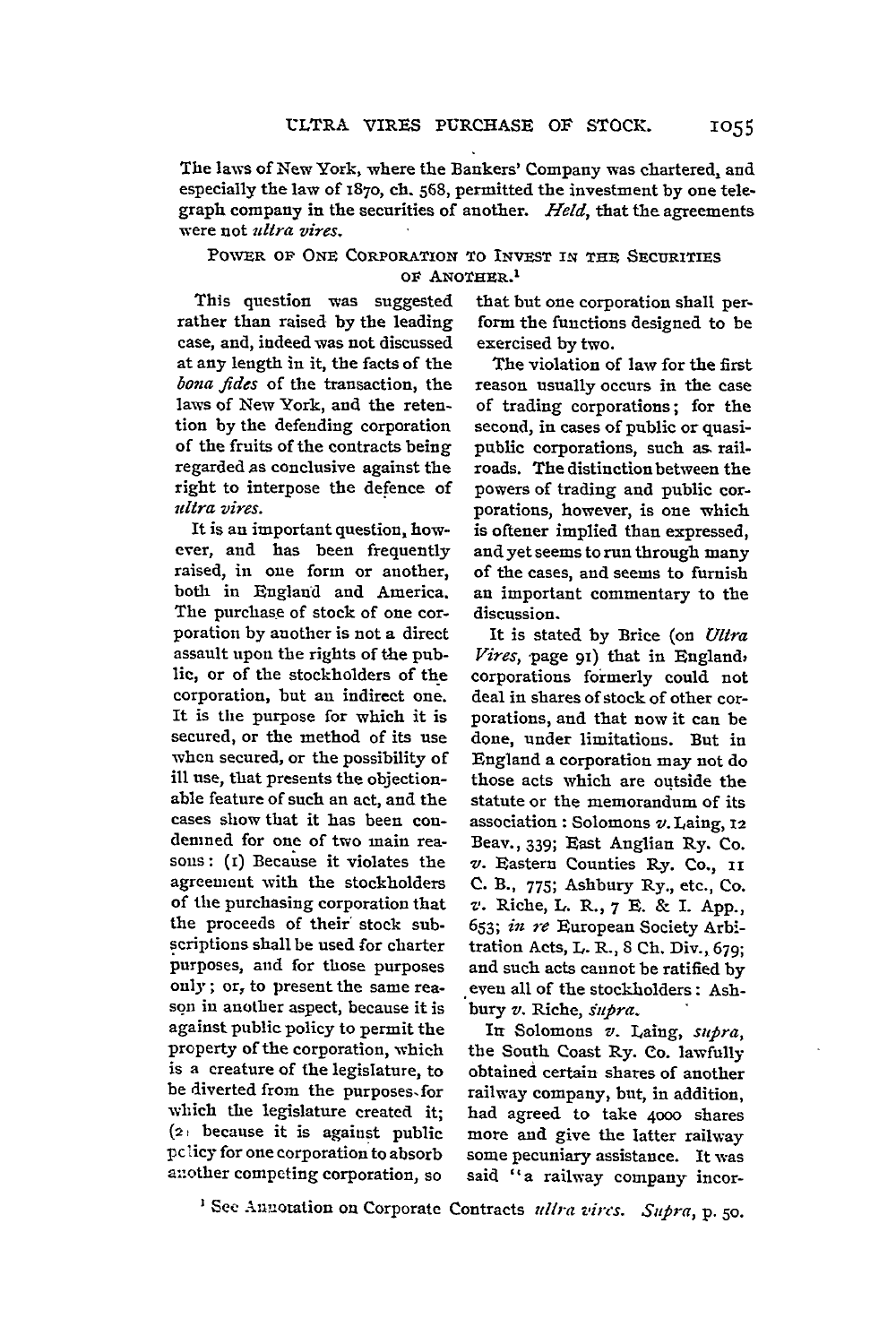The laws of New York, where the Bankers' Company was chartered, and especially the law of 1870, ch. 568, permitted the investment by one telegraph company in the securities of another. *Held*, that the agreements were not *ultra vires*.

### POWER OF ONE CORPORATION TO INVEST IN THE SECURITIES OF ANOTHER.[1]

This question was suggested rather than raised by the leading case, and, indeed was not discussed at any length in it, the facts of the *bona fides* of the transaction, the laws of New York, and the retention by the defending corporation of the fruits of the contracts being regarded as conclusive against the right to interpose the defence of *ultra vires*.

It is an important question, however, and has been frequently raised, in one form or another, both in England and America. The purchase of stock of one corporation by another is not a direct assault upon the rights of the public, or of the stockholders of the corporation, but an indirect one. It is the purpose for which it is secured, or the method of its use when secured, or the possibility of ill use, that presents the objectionable feature of such an act, and the cases show that it has been condemned for one of two main reasons: (1) Because it violates the agreement with the stockholders of the purchasing corporation that the proceeds of their stock subscriptions shall be used for charter purposes, and for those purposes only; or, to present the same reason in another aspect, because it is against public policy to permit the property of the corporation, which is a creature of the legislature, to be diverted from the purposes for which the legislature created it; (2) because it is against public policy for one corporation to absorb another competing corporation, so that but one corporation shall perform the functions designed to be exercised by two.

The violation of law for the first reason usually occurs in the case of trading corporations; for the second, in cases of public or quasi-public corporations, such as railroads. The distinction between the powers of trading and public corporations, however, is one which is oftener implied than expressed, and yet seems to run through many of the cases, and seems to furnish an important commentary to the discussion.

It is stated by Brice (on *Ultra Vires*, page 91) that in England, corporations formerly could not deal in shares of stock of other corporations, and that now it can be done, under limitations. But in England a corporation may not do those acts which are outside the statute or the memorandum of its association: Solomons *v.* Laing, 12 Beav., 339; East Anglian Ry. Co. *v.* Eastern Counties Ry. Co., 11 C. B., 775; Ashbury Ry., etc., Co. *v.* Riche, L. R., 7 E. & I. App., 653; *in re* European Society Arbitration Acts, L. R., 8 Ch. Div., 679; and such acts cannot be ratified by even all of the stockholders: Ashbury *v.* Riche, *supra*.

In Solomons *v.* Laing, *supra*, the South Coast Ry. Co. lawfully obtained certain shares of another railway company, but, in addition, had agreed to take 4000 shares more and give the latter railway some pecuniary assistance. It was said "a railway company incor-

[1] See Annotation on Corporate Contracts *ultra vires*. *Supra*, p. 50.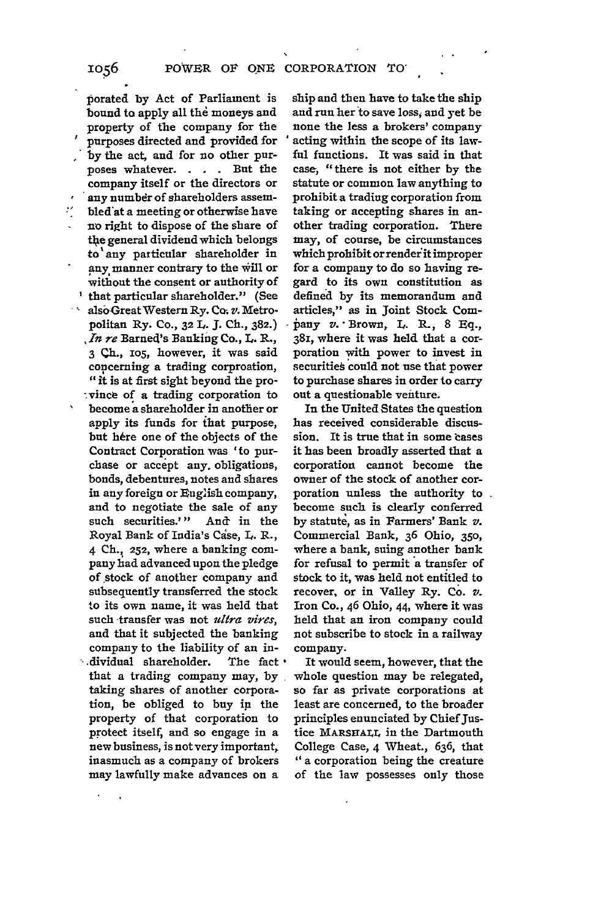porated by Act of Parliament is bound to apply all the moneys and property of the company for the purposes directed and provided for by the act, and for no other purposes whatever. . . . But the company itself or the directors or any number of shareholders assembled at a meeting or otherwise have no right to dispose of the share of the general dividend which belongs to any particular shareholder in any manner contrary to the will or without the consent or authority of that particular shareholder." (See also Great Western Ry. Co. *v.* Metropolitan Ry. Co., 32 L. J. Ch., 382.) *In re* Barned's Banking Co., L. R., 3 Ch., 105, however, it was said concerning a trading corporation, "it is at first sight beyond the province of a trading corporation to become a shareholder in another or apply its funds for that purpose, but here one of the objects of the Contract Corporation was 'to purchase or accept any obligations, bonds, debentures, notes and shares in any foreign or English company, and to negotiate the sale of any such securities.'" And in the Royal Bank of India's Case, L. R., 4 Ch., 252, where a banking company had advanced upon the pledge of stock of another company and subsequently transferred the stock to its own name, it was held that such transfer was not *ultra vires*, and that it subjected the banking company to the liability of an individual shareholder. The fact that a trading company may, by taking shares of another corporation, be obliged to buy in the property of that corporation to protect itself, and so engage in a new business, is not very important, inasmuch as a company of brokers may lawfully make advances on a ship and then have to take the ship and run her to save loss, and yet be none the less a brokers' company acting within the scope of its lawful functions. It was said in that case, "there is not either by the statute or common law anything to prohibit a trading corporation from taking or accepting shares in another trading corporation. There may, of course, be circumstances which prohibit or render it improper for a company to do so having regard to its own constitution as defined by its memorandum and articles," as in Joint Stock Company *v.* Brown, L. R., 8 Eq., 381, where it was held that a corporation with power to invest in securities could not use that power to purchase shares in order to carry out a questionable venture.

In the United States the question has received considerable discussion. It is true that in some cases it has been broadly asserted that a corporation cannot become the owner of the stock of another corporation unless the authority to become such is clearly conferred by statute, as in Farmers' Bank *v.* Commercial Bank, 36 Ohio, 350, where a bank, suing another bank for refusal to permit a transfer of stock to it, was held not entitled to recover, or in Valley Ry. Co. *v.* Iron Co., 46 Ohio, 44, where it was held that an iron company could not subscribe to stock in a railway company.

It would seem, however, that the whole question may be relegated, so far as private corporations at least are concerned, to the broader principles enunciated by Chief Justice MARSHALL in the Dartmouth College Case, 4 Wheat., 636, that "a corporation being the creature of the law possesses only those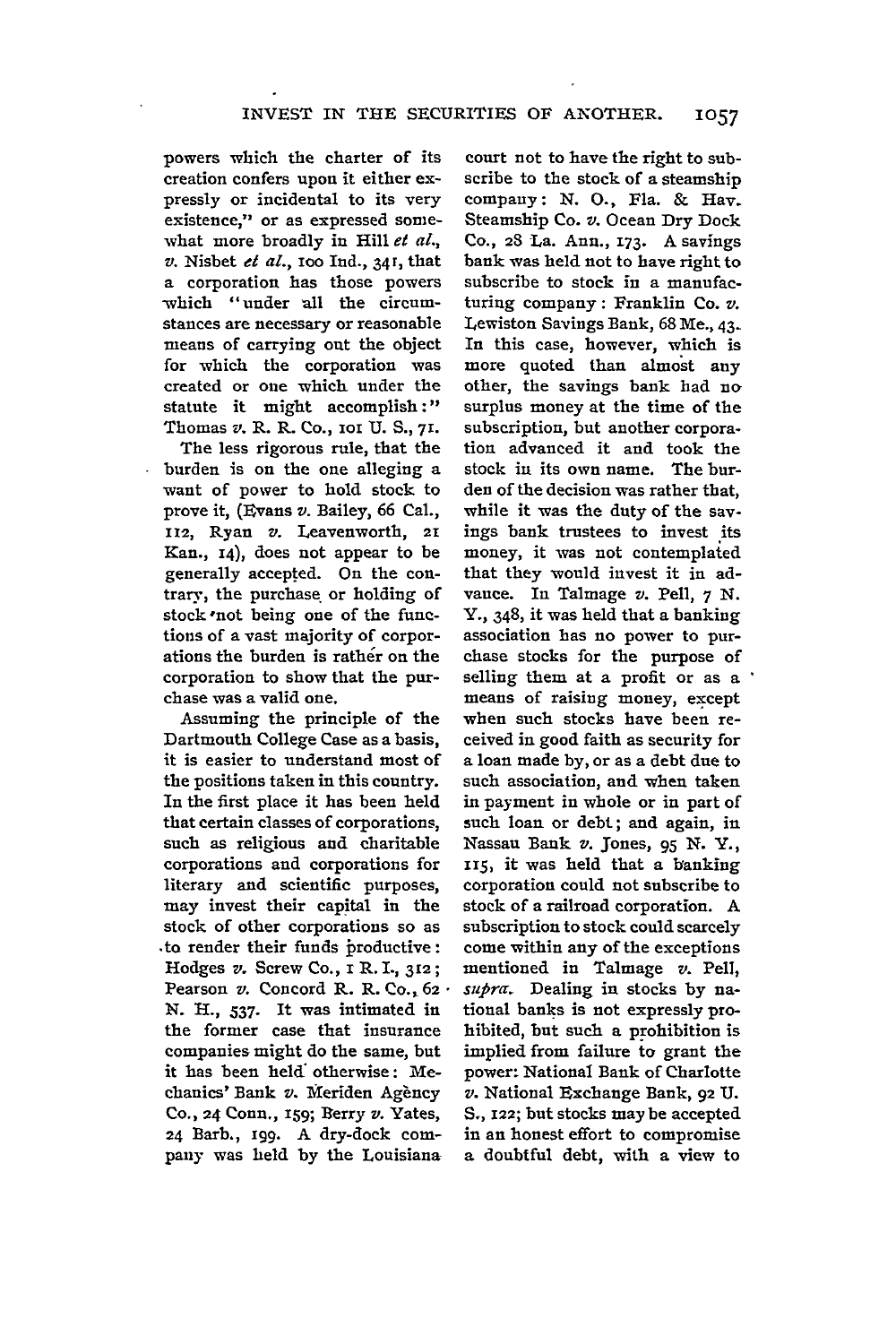powers which the charter of its creation confers upon it either expressly or incidental to its very existence," or as expressed somewhat more broadly in Hill *et al.*, *v.* Nisbet *et al.*, 100 Ind., 341, that a corporation has those powers which "under all the circumstances are necessary or reasonable means of carrying out the object for which the corporation was created or one which under the statute it might accomplish:" Thomas *v.* R. R. Co., 101 U. S., 71.

The less rigorous rule, that the burden is on the one alleging a want of power to hold stock to prove it, (Evans *v.* Bailey, 66 Cal., 112, Ryan *v.* Leavenworth, 21 Kan., 14), does not appear to be generally accepted. On the contrary, the purchase or holding of stock not being one of the functions of a vast majority of corporations the burden is rather on the corporation to show that the purchase was a valid one.

Assuming the principle of the Dartmouth College Case as a basis, it is easier to understand most of the positions taken in this country. In the first place it has been held that certain classes of corporations, such as religious and charitable corporations and corporations for literary and scientific purposes, may invest their capital in the stock of other corporations so as to render their funds productive: Hodges *v.* Screw Co., 1 R. I., 312; Pearson *v.* Concord R. R. Co., 62 N. H., 537. It was intimated in the former case that insurance companies might do the same, but it has been held otherwise: Mechanics' Bank *v.* Meriden Agency Co., 24 Conn., 159; Berry *v.* Yates, 24 Barb., 199. A dry-dock company was held by the Louisiana court not to have the right to subscribe to the stock of a steamship company: N. O., Fla. & Hav. Steamship Co. *v.* Ocean Dry Dock Co., 28 La. Ann., 173. A savings bank was held not to have right to subscribe to stock in a manufacturing company: Franklin Co. *v.* Lewiston Savings Bank, 68 Me., 43. In this case, however, which is more quoted than almost any other, the savings bank had no surplus money at the time of the subscription, but another corporation advanced it and took the stock in its own name. The burden of the decision was rather that, while it was the duty of the savings bank trustees to invest its money, it was not contemplated that they would invest it in advance. In Talmage *v.* Pell, 7 N. Y., 348, it was held that a banking association has no power to purchase stocks for the purpose of selling them at a profit or as a means of raising money, except when such stocks have been received in good faith as security for a loan made by, or as a debt due to such association, and when taken in payment in whole or in part of such loan or debt; and again, in Nassau Bank *v.* Jones, 95 N. Y., 115, it was held that a banking corporation could not subscribe to stock of a railroad corporation. A subscription to stock could scarcely come within any of the exceptions mentioned in Talmage *v.* Pell, *supra.* Dealing in stocks by national banks is not expressly prohibited, but such a prohibition is implied from failure to grant the power: National Bank of Charlotte *v.* National Exchange Bank, 92 U. S., 122; but stocks may be accepted in an honest effort to compromise a doubtful debt, with a view to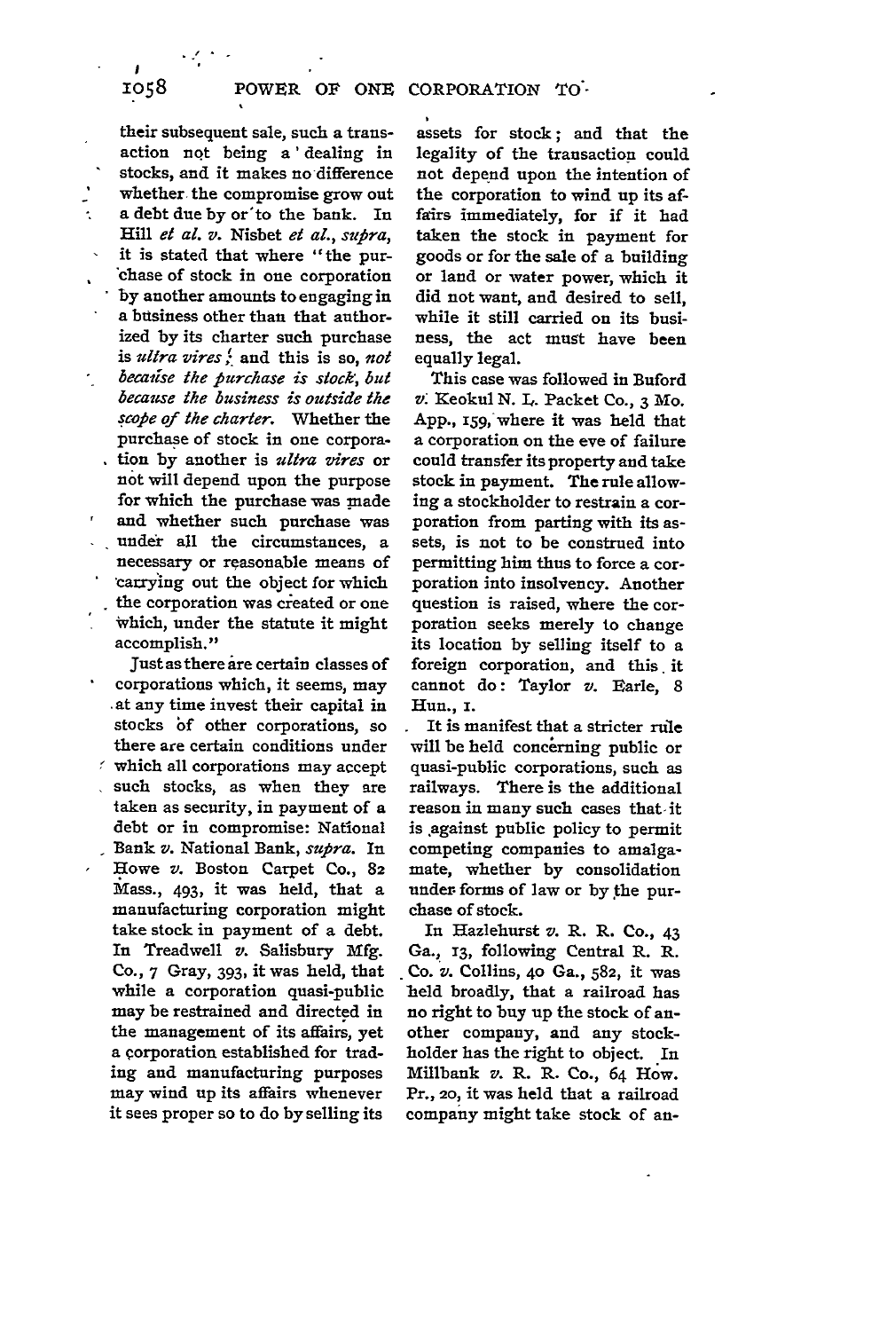their subsequent sale, such a transaction not being a 'dealing in stocks, and it makes no difference whether the compromise grow out a debt due by or to the bank. In Hill *et al.* v. Nisbet *et al.*, *supra*, it is stated that where "the purchase of stock in one corporation by another amounts to engaging in a business other than that authorized by its charter such purchase is *ultra vires*; and this is so, *not because the purchase is stock, but because the business is outside the scope of the charter.* Whether the purchase of stock in one corporation by another is *ultra vires* or not will depend upon the purpose for which the purchase was made and whether such purchase was under all the circumstances, a necessary or reasonable means of carrying out the object for which the corporation was created or one which, under the statute it might accomplish."

Just as there are certain classes of corporations which, it seems, may at any time invest their capital in stocks of other corporations, so there are certain conditions under which all corporations may accept such stocks, as when they are taken as security, in payment of a debt or in compromise: National Bank *v.* National Bank, *supra.* In Howe *v.* Boston Carpet Co., 82 Mass., 493, it was held, that a manufacturing corporation might take stock in payment of a debt. In Treadwell *v.* Salisbury Mfg. Co., 7 Gray, 393, it was held, that while a corporation quasi-public may be restrained and directed in the management of its affairs, yet a corporation established for trading and manufacturing purposes may wind up its affairs whenever it sees proper so to do by selling its assets for stock; and that the legality of the transaction could not depend upon the intention of the corporation to wind up its affairs immediately, for if it had taken the stock in payment for goods or for the sale of a building or land or water power, which it did not want, and desired to sell, while it still carried on its business, the act must have been equally legal.

This case was followed in Buford *v.* Keokul N. L. Packet Co., 3 Mo. App., 159, where it was held that a corporation on the eve of failure could transfer its property and take stock in payment. The rule allowing a stockholder to restrain a corporation from parting with its assets, is not to be construed into permitting him thus to force a corporation into insolvency. Another question is raised, where the corporation seeks merely to change its location by selling itself to a foreign corporation, and this it cannot do: Taylor *v.* Earle, 8 Hun., 1.

It is manifest that a stricter rule will be held concerning public or quasi-public corporations, such as railways. There is the additional reason in many such cases that it is against public policy to permit competing companies to amalgamate, whether by consolidation under forms of law or by the purchase of stock.

In Hazlehurst *v.* R. R. Co., 43 Ga., 13, following Central R. R. Co. *v.* Collins, 40 Ga., 582, it was held broadly, that a railroad has no right to buy up the stock of another company, and any stockholder has the right to object. In Millbank *v.* R. R. Co., 64 How. Pr., 20, it was held that a railroad company might take stock of an-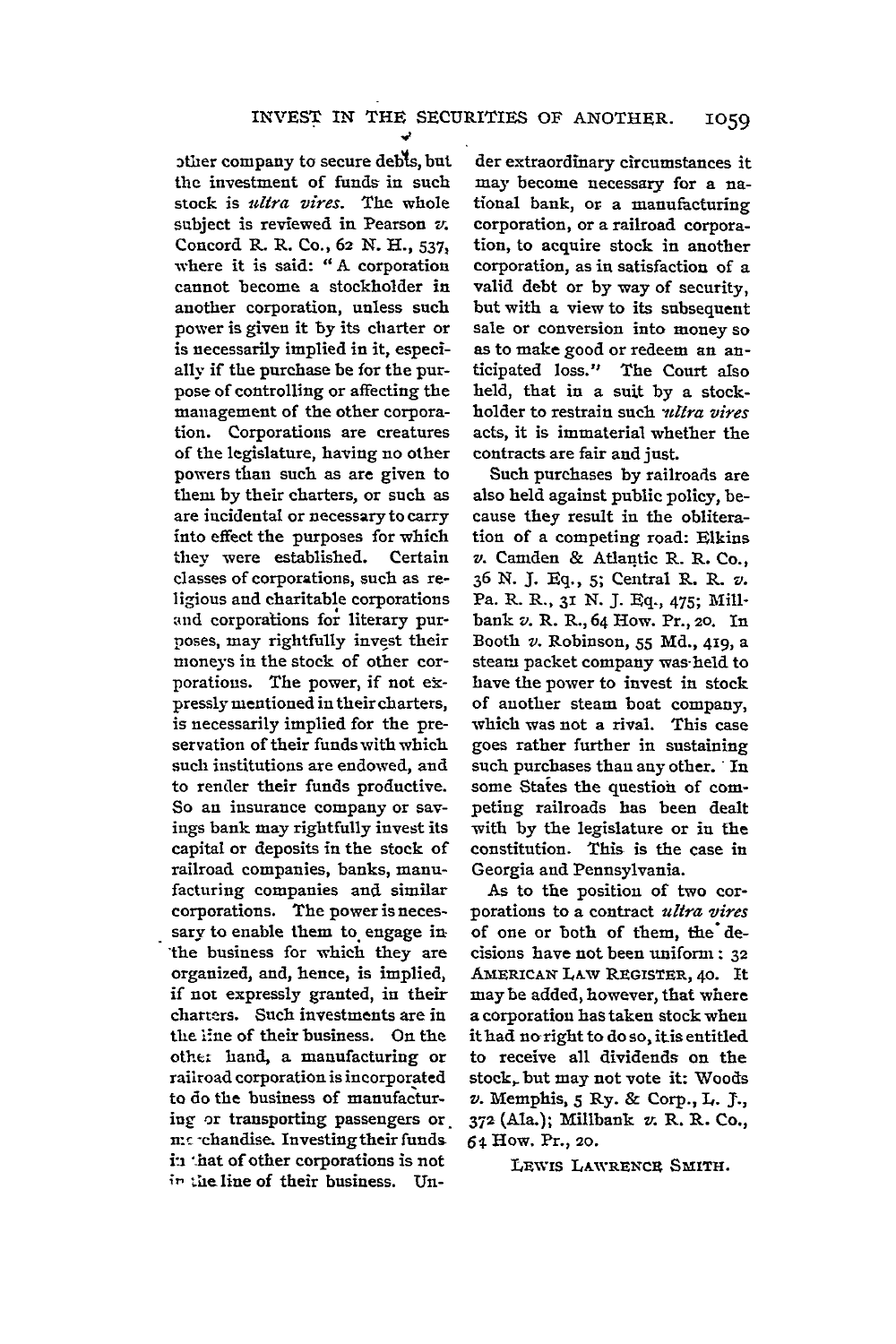other company to secure debts, but the investment of funds in such stock is *ultra vires*. The whole subject is reviewed in Pearson *v.* Concord R. R. Co., 62 N. H., 537, where it is said: "A corporation cannot become a stockholder in another corporation, unless such power is given it by its charter or is necessarily implied in it, especially if the purchase be for the purpose of controlling or affecting the management of the other corporation. Corporations are creatures of the legislature, having no other powers than such as are given to them by their charters, or such as are incidental or necessary to carry into effect the purposes for which they were established. Certain classes of corporations, such as religious and charitable corporations and corporations for literary purposes, may rightfully invest their moneys in the stock of other corporations. The power, if not expressly mentioned in their charters, is necessarily implied for the preservation of their funds with which such institutions are endowed, and to render their funds productive. So an insurance company or savings bank may rightfully invest its capital or deposits in the stock of railroad companies, banks, manufacturing companies and similar corporations. The power is necessary to enable them to engage in the business for which they are organized, and, hence, is implied, if not expressly granted, in their charters. Such investments are in the line of their business. On the other hand, a manufacturing or railroad corporation is incorporated to do the business of manufacturing or transporting passengers or merchandise. Investing their funds in that of other corporations is not in the line of their business. Under extraordinary circumstances it may become necessary for a national bank, or a manufacturing corporation, or a railroad corporation, to acquire stock in another corporation, as in satisfaction of a valid debt or by way of security, but with a view to its subsequent sale or conversion into money so as to make good or redeem an anticipated loss." The Court also held, that in a suit by a stockholder to restrain such *ultra vires* acts, it is immaterial whether the contracts are fair and just.

Such purchases by railroads are also held against public policy, because they result in the obliteration of a competing road: Elkins *v.* Camden & Atlantic R. R. Co., 36 N. J. Eq., 5; Central R. R. *v.* Pa. R. R., 31 N. J. Eq., 475; Millbank *v.* R. R., 64 How. Pr., 20. In Booth *v.* Robinson, 55 Md., 419, a steam packet company was held to have the power to invest in stock of another steam boat company, which was not a rival. This case goes rather further in sustaining such purchases than any other. In some States the question of competing railroads has been dealt with by the legislature or in the constitution. This is the case in Georgia and Pennsylvania.

As to the position of two corporations to a contract *ultra vires* of one or both of them, the decisions have not been uniform: 32 AMERICAN LAW REGISTER, 40. It may be added, however, that where a corporation has taken stock when it had no right to do so, it is entitled to receive all dividends on the stock, but may not vote it: Woods *v.* Memphis, 5 Ry. & Corp., L. J., 372 (Ala.); Millbank *v.* R. R. Co., 64 How. Pr., 20.

LEWIS LAWRENCE SMITH.